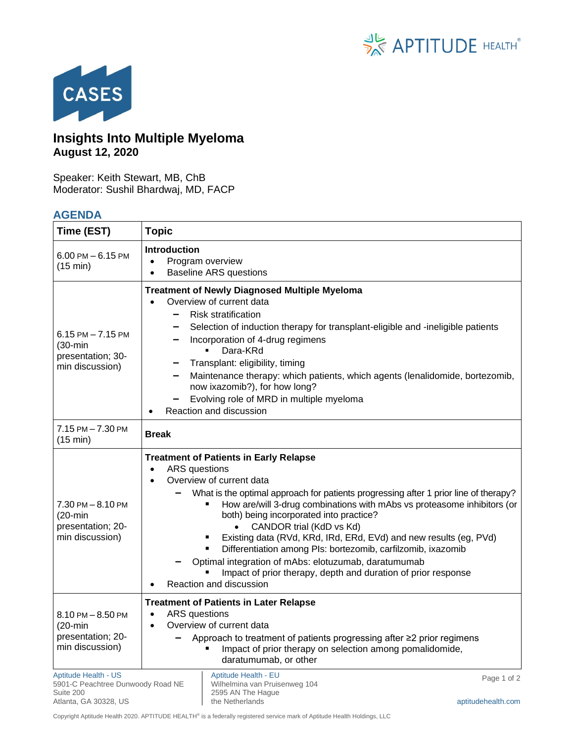# Insights Into Multiple Myeloma

**August 12, 2020**

Speaker: Keith Stewart, MB, ChB
Moderator: Sushil Bhardwaj, MD, FACP

## AGENDA

| Time (EST) | Topic |
|---|---|
| 6.00 PM – 6.15 PM (15 min) | **Introduction**<br>• Program overview<br>• Baseline ARS questions |
| 6.15 PM – 7.15 PM (30-min presentation; 30-min discussion) | **Treatment of Newly Diagnosed Multiple Myeloma**<br>• Overview of current data<br>– Risk stratification<br>– Selection of induction therapy for transplant-eligible and -ineligible patients<br>– Incorporation of 4-drug regimens<br>▪ Dara-KRd<br>– Transplant: eligibility, timing<br>– Maintenance therapy: which patients, which agents (lenalidomide, bortezomib, now ixazomib?), for how long?<br>– Evolving role of MRD in multiple myeloma<br>• Reaction and discussion |
| 7.15 PM – 7.30 PM (15 min) | **Break** |
| 7.30 PM – 8.10 PM (20-min presentation; 20-min discussion) | **Treatment of Patients in Early Relapse**<br>• ARS questions<br>• Overview of current data<br>– What is the optimal approach for patients progressing after 1 prior line of therapy?<br>▪ How are/will 3-drug combinations with mAbs vs proteasome inhibitors (or both) being incorporated into practice?<br>• CANDOR trial (KdD vs Kd)<br>▪ Existing data (RVd, KRd, IRd, ERd, EVd) and new results (eg, PVd)<br>▪ Differentiation among PIs: bortezomib, carfilzomib, ixazomib<br>– Optimal integration of mAbs: elotuzumab, daratumumab<br>▪ Impact of prior therapy, depth and duration of prior response<br>• Reaction and discussion |
| 8.10 PM – 8.50 PM (20-min presentation; 20-min discussion) | **Treatment of Patients in Later Relapse**<br>• ARS questions<br>• Overview of current data<br>– Approach to treatment of patients progressing after ≥2 prior regimens<br>▪ Impact of prior therapy on selection among pomalidomide, daratumumab, or other |

Aptitude Health - US
5901-C Peachtree Dunwoody Road NE
Suite 200
Atlanta, GA 30328, US

Aptitude Health - EU
Wilhelmina van Pruisenweg 104
2595 AN The Hague
the Netherlands

aptitudehealth.com

Copyright Aptitude Health 2020. APTITUDE HEALTH® is a federally registered service mark of Aptitude Health Holdings, LLC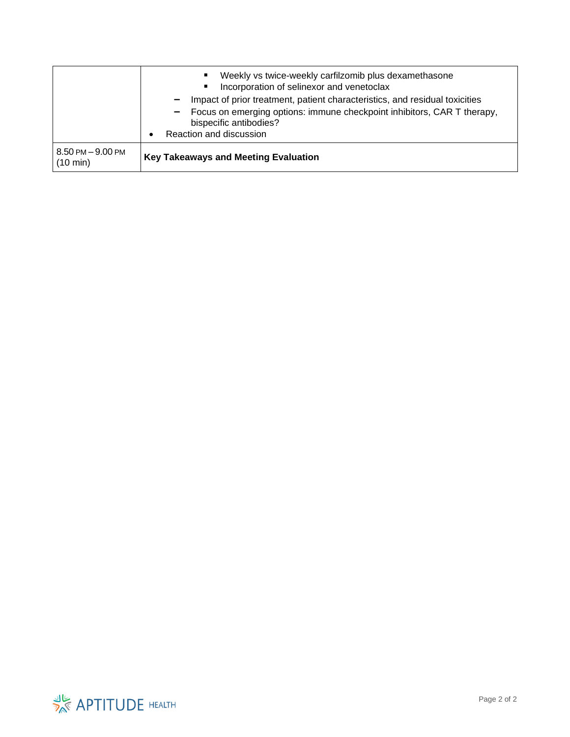| | |
|---|---|
| | ▪ Weekly vs twice-weekly carfilzomib plus dexamethasone<br>▪ Incorporation of selinexor and venetoclax<br>– Impact of prior treatment, patient characteristics, and residual toxicities<br>– Focus on emerging options: immune checkpoint inhibitors, CAR T therapy, bispecific antibodies?<br>• Reaction and discussion |
| 8.50 PM – 9.00 PM (10 min) | **Key Takeaways and Meeting Evaluation** |